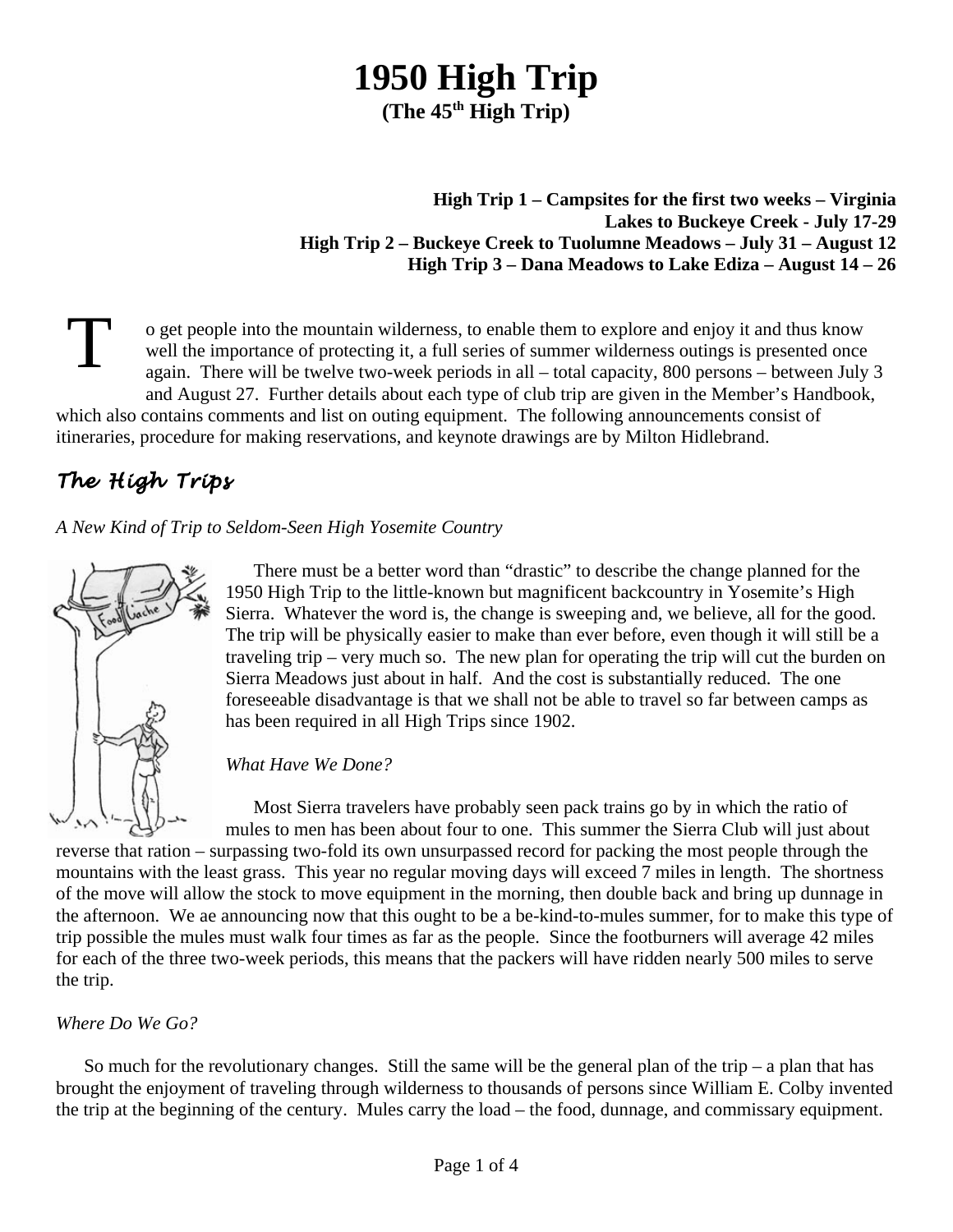# 1950 High Trip

**(The 45th High Trip)**

**High Trip 1 – Campsites for the first two weeks – Virginia Lakes to Buckeye Creek - July 17-29**
**High Trip 2 – Buckeye Creek to Tuolumne Meadows – July 31 – August 12**
**High Trip 3 – Dana Meadows to Lake Ediza – August 14 – 26**

To get people into the mountain wilderness, to enable them to explore and enjoy it and thus know well the importance of protecting it, a full series of summer wilderness outings is presented once again. There will be twelve two-week periods in all – total capacity, 800 persons – between July 3 and August 27. Further details about each type of club trip are given in the Member's Handbook, which also contains comments and list on outing equipment. The following announcements consist of itineraries, procedure for making reservations, and keynote drawings are by Milton Hidlebrand.

## *The High Trips*

*A New Kind of Trip to Seldom-Seen High Yosemite Country*

There must be a better word than "drastic" to describe the change planned for the 1950 High Trip to the little-known but magnificent backcountry in Yosemite's High Sierra. Whatever the word is, the change is sweeping and, we believe, all for the good. The trip will be physically easier to make than ever before, even though it will still be a traveling trip – very much so. The new plan for operating the trip will cut the burden on Sierra Meadows just about in half. And the cost is substantially reduced. The one foreseeable disadvantage is that we shall not be able to travel so far between camps as has been required in all High Trips since 1902.

*What Have We Done?*

Most Sierra travelers have probably seen pack trains go by in which the ratio of mules to men has been about four to one. This summer the Sierra Club will just about reverse that ration – surpassing two-fold its own unsurpassed record for packing the most people through the mountains with the least grass. This year no regular moving days will exceed 7 miles in length. The shortness of the move will allow the stock to move equipment in the morning, then double back and bring up dunnage in the afternoon. We ae announcing now that this ought to be a be-kind-to-mules summer, for to make this type of trip possible the mules must walk four times as far as the people. Since the footburners will average 42 miles for each of the three two-week periods, this means that the packers will have ridden nearly 500 miles to serve the trip.

*Where Do We Go?*

So much for the revolutionary changes. Still the same will be the general plan of the trip – a plan that has brought the enjoyment of traveling through wilderness to thousands of persons since William E. Colby invented the trip at the beginning of the century. Mules carry the load – the food, dunnage, and commissary equipment.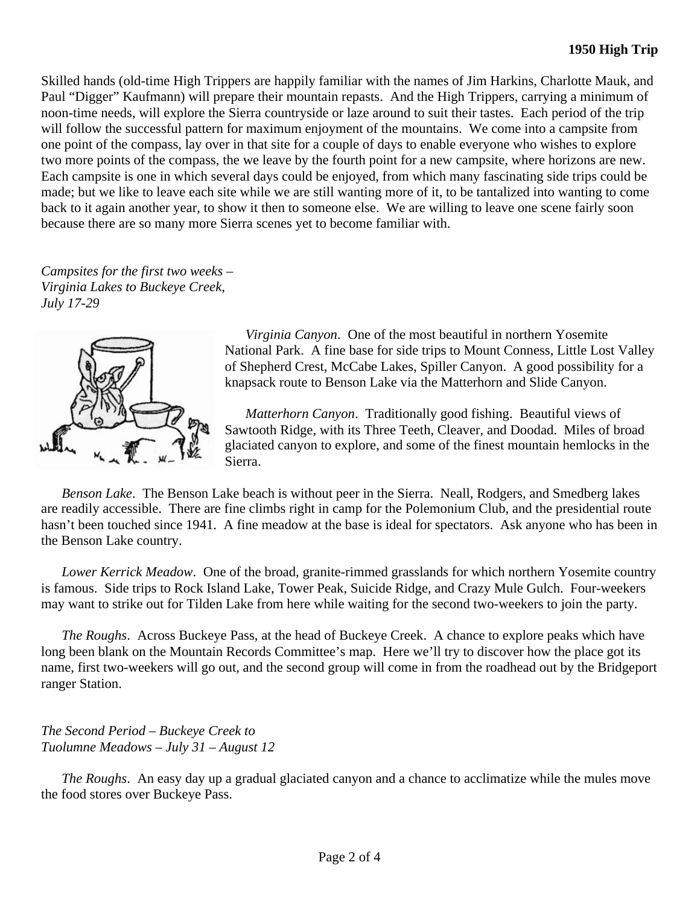Skilled hands (old-time High Trippers are happily familiar with the names of Jim Harkins, Charlotte Mauk, and Paul "Digger" Kaufmann) will prepare their mountain repasts. And the High Trippers, carrying a minimum of noon-time needs, will explore the Sierra countryside or laze around to suit their tastes. Each period of the trip will follow the successful pattern for maximum enjoyment of the mountains. We come into a campsite from one point of the compass, lay over in that site for a couple of days to enable everyone who wishes to explore two more points of the compass, the we leave by the fourth point for a new campsite, where horizons are new. Each campsite is one in which several days could be enjoyed, from which many fascinating side trips could be made; but we like to leave each site while we are still wanting more of it, to be tantalized into wanting to come back to it again another year, to show it then to someone else. We are willing to leave one scene fairly soon because there are so many more Sierra scenes yet to become familiar with.

*Campsites for the first two weeks – Virginia Lakes to Buckeye Creek, July 17-29*

*Virginia Canyon*. One of the most beautiful in northern Yosemite National Park. A fine base for side trips to Mount Conness, Little Lost Valley of Shepherd Crest, McCabe Lakes, Spiller Canyon. A good possibility for a knapsack route to Benson Lake via the Matterhorn and Slide Canyon.

*Matterhorn Canyon*. Traditionally good fishing. Beautiful views of Sawtooth Ridge, with its Three Teeth, Cleaver, and Doodad. Miles of broad glaciated canyon to explore, and some of the finest mountain hemlocks in the Sierra.

*Benson Lake*. The Benson Lake beach is without peer in the Sierra. Neall, Rodgers, and Smedberg lakes are readily accessible. There are fine climbs right in camp for the Polemonium Club, and the presidential route hasn't been touched since 1941. A fine meadow at the base is ideal for spectators. Ask anyone who has been in the Benson Lake country.

*Lower Kerrick Meadow*. One of the broad, granite-rimmed grasslands for which northern Yosemite country is famous. Side trips to Rock Island Lake, Tower Peak, Suicide Ridge, and Crazy Mule Gulch. Four-weekers may want to strike out for Tilden Lake from here while waiting for the second two-weekers to join the party.

*The Roughs*. Across Buckeye Pass, at the head of Buckeye Creek. A chance to explore peaks which have long been blank on the Mountain Records Committee's map. Here we'll try to discover how the place got its name, first two-weekers will go out, and the second group will come in from the roadhead out by the Bridgeport ranger Station.

*The Second Period – Buckeye Creek to Tuolumne Meadows – July 31 – August 12*

*The Roughs*. An easy day up a gradual glaciated canyon and a chance to acclimatize while the mules move the food stores over Buckeye Pass.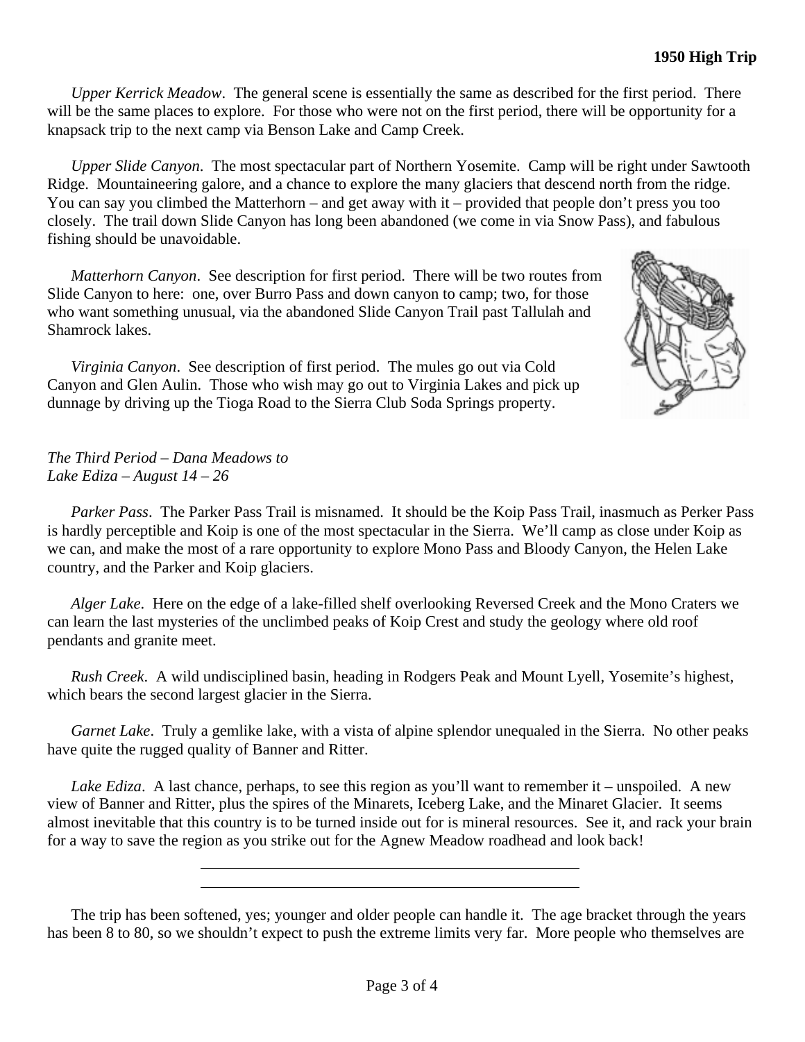*Upper Kerrick Meadow*. The general scene is essentially the same as described for the first period. There will be the same places to explore. For those who were not on the first period, there will be opportunity for a knapsack trip to the next camp via Benson Lake and Camp Creek.

*Upper Slide Canyon*. The most spectacular part of Northern Yosemite. Camp will be right under Sawtooth Ridge. Mountaineering galore, and a chance to explore the many glaciers that descend north from the ridge. You can say you climbed the Matterhorn – and get away with it – provided that people don't press you too closely. The trail down Slide Canyon has long been abandoned (we come in via Snow Pass), and fabulous fishing should be unavoidable.

*Matterhorn Canyon*. See description for first period. There will be two routes from Slide Canyon to here: one, over Burro Pass and down canyon to camp; two, for those who want something unusual, via the abandoned Slide Canyon Trail past Tallulah and Shamrock lakes.

*Virginia Canyon*. See description of first period. The mules go out via Cold Canyon and Glen Aulin. Those who wish may go out to Virginia Lakes and pick up dunnage by driving up the Tioga Road to the Sierra Club Soda Springs property.

*The Third Period – Dana Meadows to Lake Ediza – August 14 – 26*

*Parker Pass*. The Parker Pass Trail is misnamed. It should be the Koip Pass Trail, inasmuch as Perker Pass is hardly perceptible and Koip is one of the most spectacular in the Sierra. We'll camp as close under Koip as we can, and make the most of a rare opportunity to explore Mono Pass and Bloody Canyon, the Helen Lake country, and the Parker and Koip glaciers.

*Alger Lake*. Here on the edge of a lake-filled shelf overlooking Reversed Creek and the Mono Craters we can learn the last mysteries of the unclimbed peaks of Koip Crest and study the geology where old roof pendants and granite meet.

*Rush Creek*. A wild undisciplined basin, heading in Rodgers Peak and Mount Lyell, Yosemite's highest, which bears the second largest glacier in the Sierra.

*Garnet Lake*. Truly a gemlike lake, with a vista of alpine splendor unequaled in the Sierra. No other peaks have quite the rugged quality of Banner and Ritter.

*Lake Ediza*. A last chance, perhaps, to see this region as you'll want to remember it – unspoiled. A new view of Banner and Ritter, plus the spires of the Minarets, Iceberg Lake, and the Minaret Glacier. It seems almost inevitable that this country is to be turned inside out for is mineral resources. See it, and rack your brain for a way to save the region as you strike out for the Agnew Meadow roadhead and look back!

---

The trip has been softened, yes; younger and older people can handle it. The age bracket through the years has been 8 to 80, so we shouldn't expect to push the extreme limits very far. More people who themselves are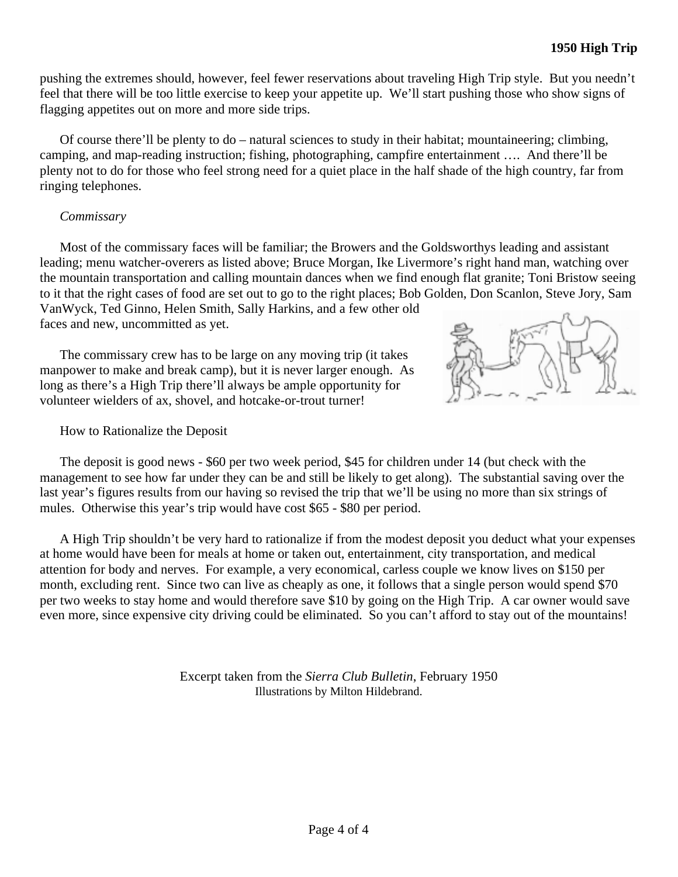pushing the extremes should, however, feel fewer reservations about traveling High Trip style. But you needn't feel that there will be too little exercise to keep your appetite up. We'll start pushing those who show signs of flagging appetites out on more and more side trips.

Of course there'll be plenty to do – natural sciences to study in their habitat; mountaineering; climbing, camping, and map-reading instruction; fishing, photographing, campfire entertainment …. And there'll be plenty not to do for those who feel strong need for a quiet place in the half shade of the high country, far from ringing telephones.

*Commissary*

Most of the commissary faces will be familiar; the Browers and the Goldsworthys leading and assistant leading; menu watcher-overers as listed above; Bruce Morgan, Ike Livermore's right hand man, watching over the mountain transportation and calling mountain dances when we find enough flat granite; Toni Bristow seeing to it that the right cases of food are set out to go to the right places; Bob Golden, Don Scanlon, Steve Jory, Sam VanWyck, Ted Ginno, Helen Smith, Sally Harkins, and a few other old faces and new, uncommitted as yet.

The commissary crew has to be large on any moving trip (it takes manpower to make and break camp), but it is never larger enough. As long as there's a High Trip there'll always be ample opportunity for volunteer wielders of ax, shovel, and hotcake-or-trout turner!

How to Rationalize the Deposit

The deposit is good news - $60 per two week period, $45 for children under 14 (but check with the management to see how far under they can be and still be likely to get along). The substantial saving over the last year's figures results from our having so revised the trip that we'll be using no more than six strings of mules. Otherwise this year's trip would have cost $65 - $80 per period.

A High Trip shouldn't be very hard to rationalize if from the modest deposit you deduct what your expenses at home would have been for meals at home or taken out, entertainment, city transportation, and medical attention for body and nerves. For example, a very economical, carless couple we know lives on $150 per month, excluding rent. Since two can live as cheaply as one, it follows that a single person would spend $70 per two weeks to stay home and would therefore save $10 by going on the High Trip. A car owner would save even more, since expensive city driving could be eliminated. So you can't afford to stay out of the mountains!

Excerpt taken from the *Sierra Club Bulletin*, February 1950

Illustrations by Milton Hildebrand.